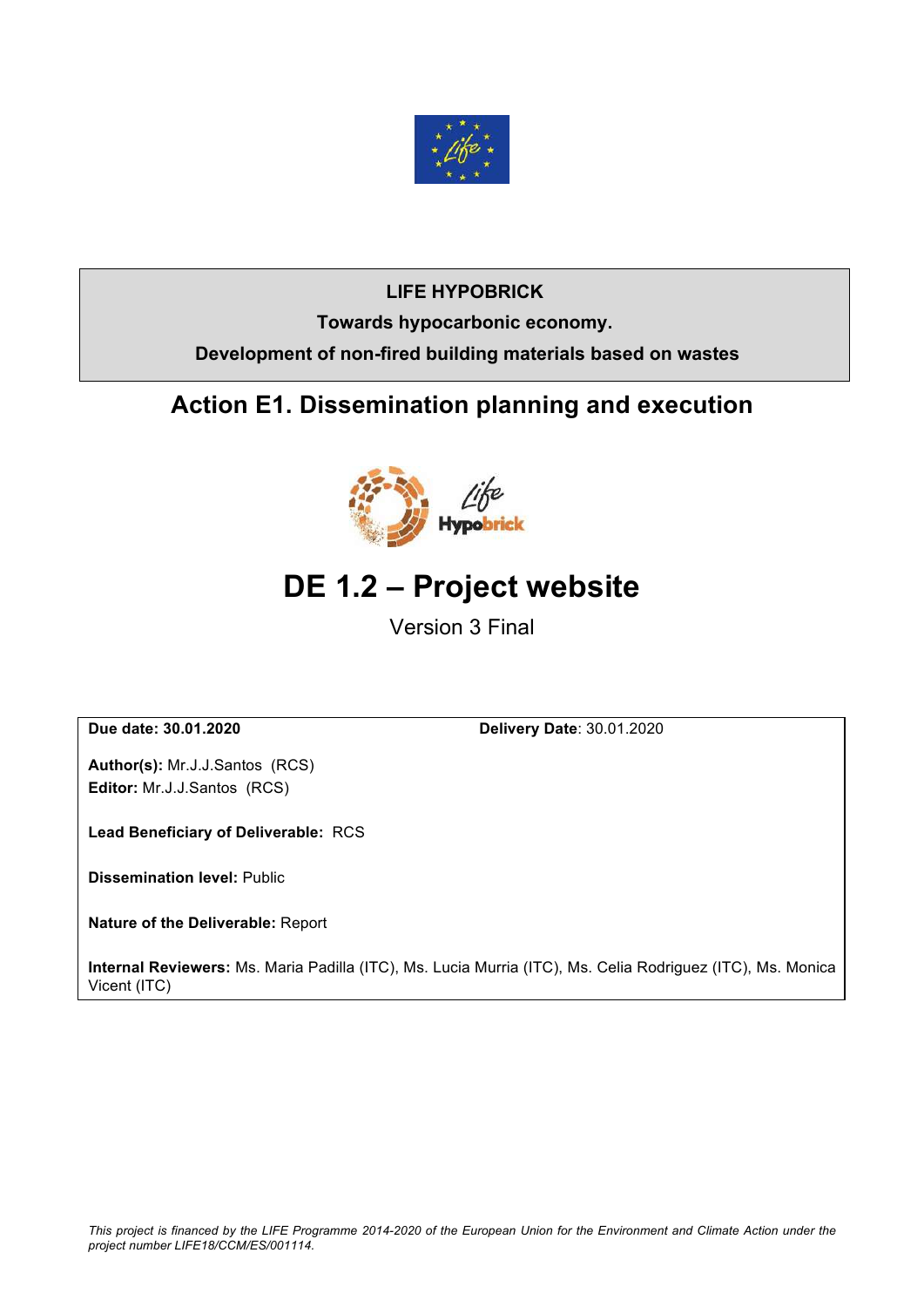**LIFE HYPOBRICK**

**Towards hypocarbonic economy.**

**Development of non-fired building materials based on wastes**

## Action E1. Dissemination planning and execution

# DE 1.2 – Project website

Version 3 Final

**Due date: 30.01.2020** **Delivery Date**: 30.01.2020

**Author(s):** Mr.J.J.Santos (RCS)
**Editor:** Mr.J.J.Santos (RCS)

**Lead Beneficiary of Deliverable:** RCS

**Dissemination level:** Public

**Nature of the Deliverable:** Report

**Internal Reviewers:** Ms. Maria Padilla (ITC), Ms. Lucia Murria (ITC), Ms. Celia Rodriguez (ITC), Ms. Monica Vicent (ITC)

*This project is financed by the LIFE Programme 2014-2020 of the European Union for the Environment and Climate Action under the project number LIFE18/CCM/ES/001114.*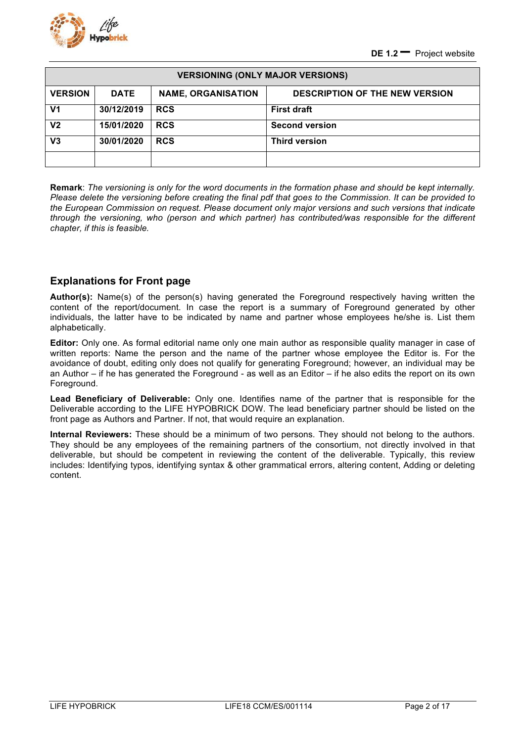| VERSIONING (ONLY MAJOR VERSIONS) | | | |
|---|---|---|---|
| **VERSION** | **DATE** | **NAME, ORGANISATION** | **DESCRIPTION OF THE NEW VERSION** |
| **V1** | **30/12/2019** | **RCS** | **First draft** |
| **V2** | **15/01/2020** | **RCS** | **Second version** |
| **V3** | **30/01/2020** | **RCS** | **Third version** |
| | | | |

**Remark**: *The versioning is only for the word documents in the formation phase and should be kept internally. Please delete the versioning before creating the final pdf that goes to the Commission. It can be provided to the European Commission on request. Please document only major versions and such versions that indicate through the versioning, who (person and which partner) has contributed/was responsible for the different chapter, if this is feasible.*

## Explanations for Front page

**Author(s):** Name(s) of the person(s) having generated the Foreground respectively having written the content of the report/document. In case the report is a summary of Foreground generated by other individuals, the latter have to be indicated by name and partner whose employees he/she is. List them alphabetically.

**Editor:** Only one. As formal editorial name only one main author as responsible quality manager in case of written reports: Name the person and the name of the partner whose employee the Editor is. For the avoidance of doubt, editing only does not qualify for generating Foreground; however, an individual may be an Author – if he has generated the Foreground - as well as an Editor – if he also edits the report on its own Foreground.

**Lead Beneficiary of Deliverable:** Only one. Identifies name of the partner that is responsible for the Deliverable according to the LIFE HYPOBRICK DOW. The lead beneficiary partner should be listed on the front page as Authors and Partner. If not, that would require an explanation.

**Internal Reviewers:** These should be a minimum of two persons. They should not belong to the authors. They should be any employees of the remaining partners of the consortium, not directly involved in that deliverable, but should be competent in reviewing the content of the deliverable. Typically, this review includes: Identifying typos, identifying syntax & other grammatical errors, altering content, Adding or deleting content.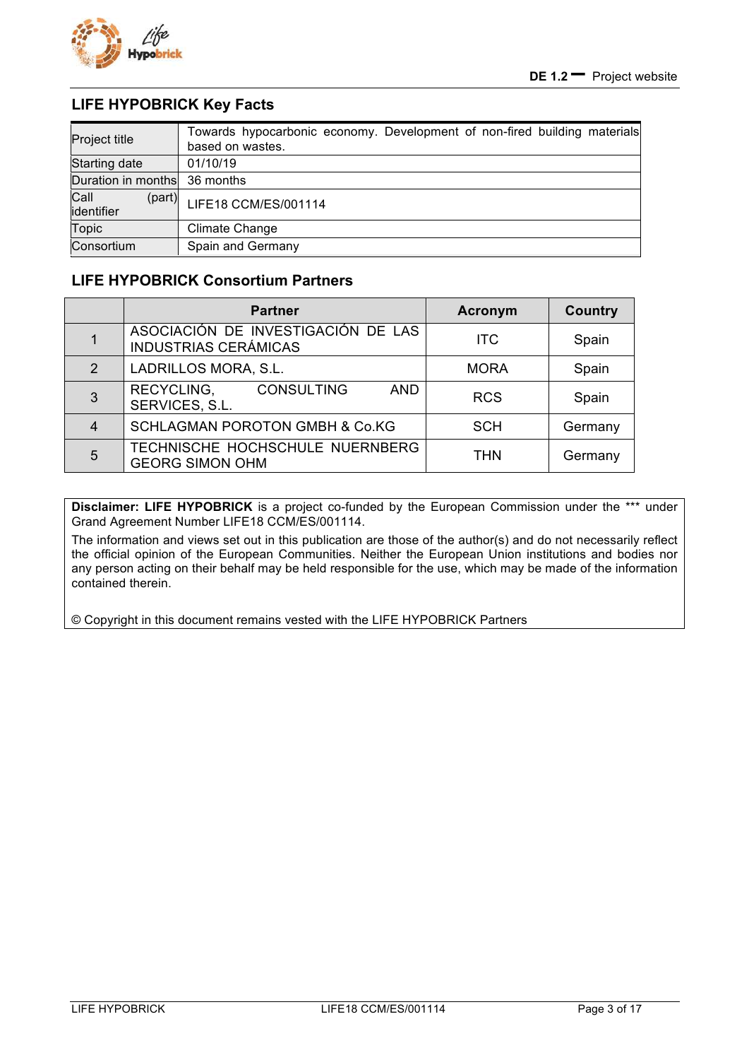## LIFE HYPOBRICK Key Facts

| Project title | Towards hypocarbonic economy. Development of non-fired building materials based on wastes. |
|---|---|
| Starting date | 01/10/19 |
| Duration in months | 36 months |
| Call (part) identifier | LIFE18 CCM/ES/001114 |
| Topic | Climate Change |
| Consortium | Spain and Germany |

## LIFE HYPOBRICK Consortium Partners

| | Partner | Acronym | Country |
|---|---|---|---|
| 1 | ASOCIACIÓN DE INVESTIGACIÓN DE LAS INDUSTRIAS CERÁMICAS | ITC | Spain |
| 2 | LADRILLOS MORA, S.L. | MORA | Spain |
| 3 | RECYCLING, CONSULTING AND SERVICES, S.L. | RCS | Spain |
| 4 | SCHLAGMAN POROTON GMBH & Co.KG | SCH | Germany |
| 5 | TECHNISCHE HOCHSCHULE NUERNBERG GEORG SIMON OHM | THN | Germany |

**Disclaimer: LIFE HYPOBRICK** is a project co-funded by the European Commission under the *** under Grand Agreement Number LIFE18 CCM/ES/001114.

The information and views set out in this publication are those of the author(s) and do not necessarily reflect the official opinion of the European Communities. Neither the European Union institutions and bodies nor any person acting on their behalf may be held responsible for the use, which may be made of the information contained therein.

© Copyright in this document remains vested with the LIFE HYPOBRICK Partners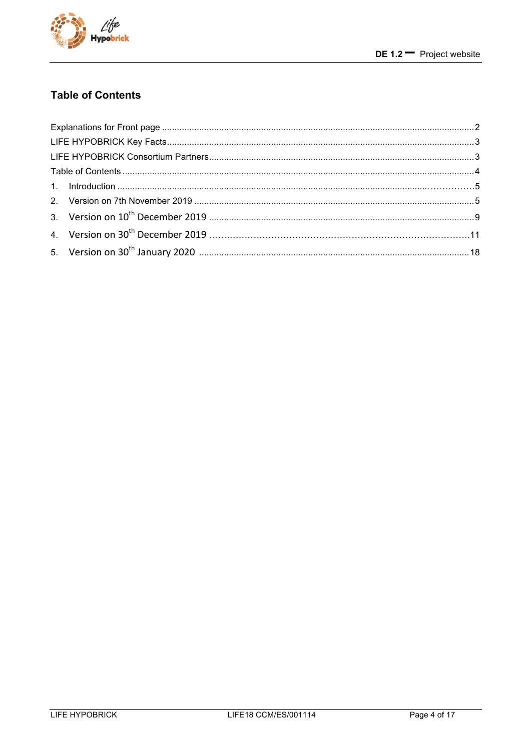## Table of Contents

Explanations for Front page ........................................................................................................................2
LIFE HYPOBRICK Key Facts.......................................................................................................................3
LIFE HYPOBRICK Consortium Partners......................................................................................................3
Table of Contents ..........................................................................................................................................4

1. Introduction ..............................................................................................................................................5
2. Version on 7th November 2019 ..............................................................................................................5
3. Version on 10th December 2019 ............................................................................................................9
4. Version on 30th December 2019 ..........................................................................................................11
5. Version on 30th January 2020 ..............................................................................................................18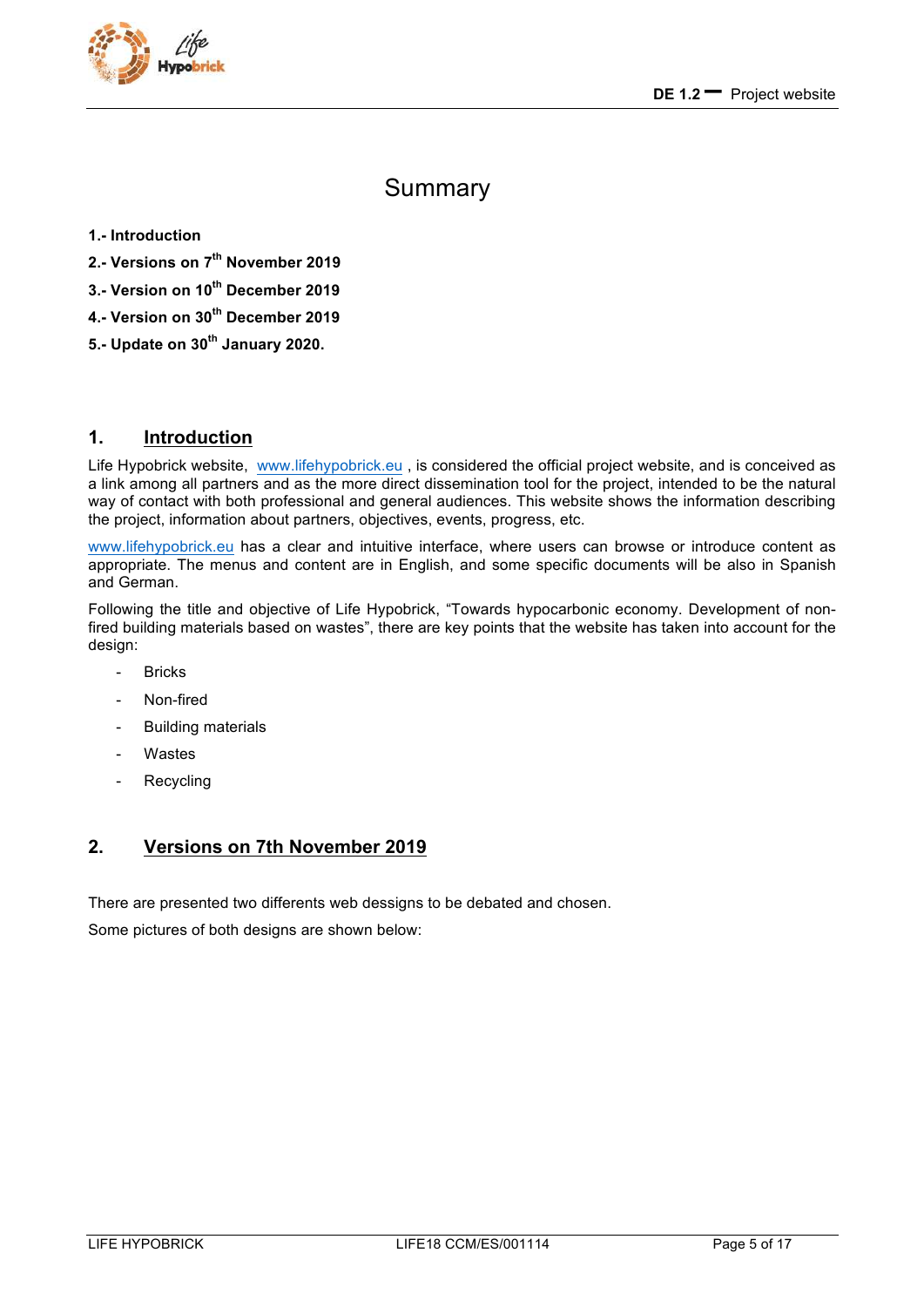# Summary

**1.- Introduction**

**2.- Versions on 7th November 2019**

**3.- Version on 10th December 2019**

**4.- Version on 30th December 2019**

**5.- Update on 30th January 2020.**

## 1. Introduction

Life Hypobrick website, www.lifehypobrick.eu , is considered the official project website, and is conceived as a link among all partners and as the more direct dissemination tool for the project, intended to be the natural way of contact with both professional and general audiences. This website shows the information describing the project, information about partners, objectives, events, progress, etc.

www.lifehypobrick.eu has a clear and intuitive interface, where users can browse or introduce content as appropriate. The menus and content are in English, and some specific documents will be also in Spanish and German.

Following the title and objective of Life Hypobrick, "Towards hypocarbonic economy. Development of non-fired building materials based on wastes", there are key points that the website has taken into account for the design:

- Bricks
- Non-fired
- Building materials
- Wastes
- Recycling

## 2. Versions on 7th November 2019

There are presented two differents web dessigns to be debated and chosen.

Some pictures of both designs are shown below: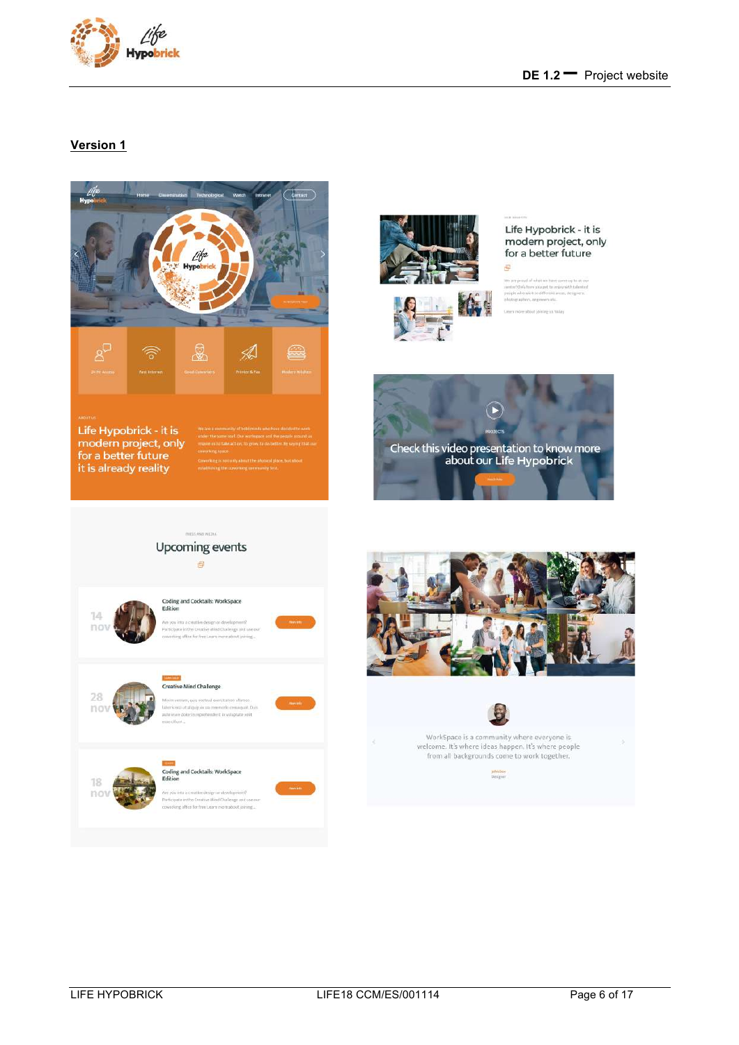## Version 1

Life Hypobrick - it is modern project, only for a better future it is already reality

We are a community of hobbyists who have decided to work under the same roof. Our workspace and the people around us inspire us to take action, to grow, to do better. By saying that our coworking space.

Coworking is not only about the physical place, but about establishing the coworking community first.

Life Hypobrick - it is modern project, only for a better future

Check this video presentation to know more about our Life Hypobrick

Upcoming events

14 nov — Coding and Cocktails: WorkSpace Edition

28 nov — Creative Mind Challenge

18 nov — Coding and Cocktails: WorkSpace Edition

WorkSpace is a community where everyone is welcome. It's where ideas happen. It's where people from all backgrounds come to work together.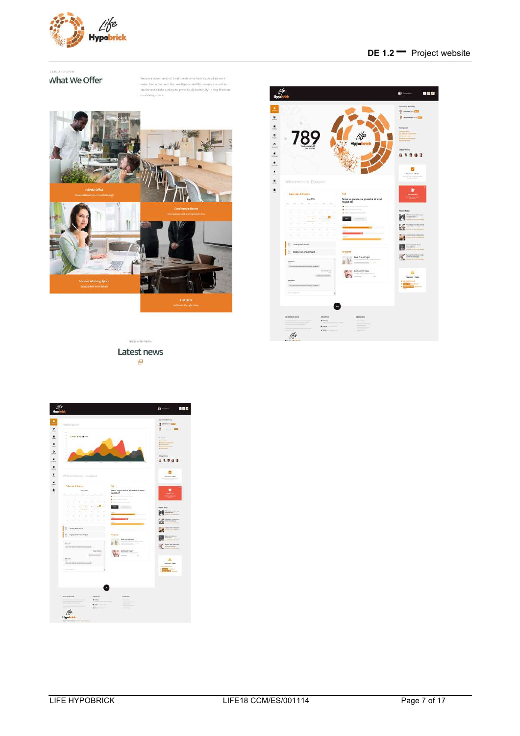LEARN AND GROW

What We Offer

We are a community of bold minds who have decided to work under the same roof. Our workspace and the people around us inspire us to take action, to grow, to do better. By laying that our coworking space.

Private Office

Conference Room

Various Working Space

Hot Desk

PRESS AND MEDIA

Latest news

789

Welcome back, Douglas!

Calendar & Events

Poll

Projects

Performance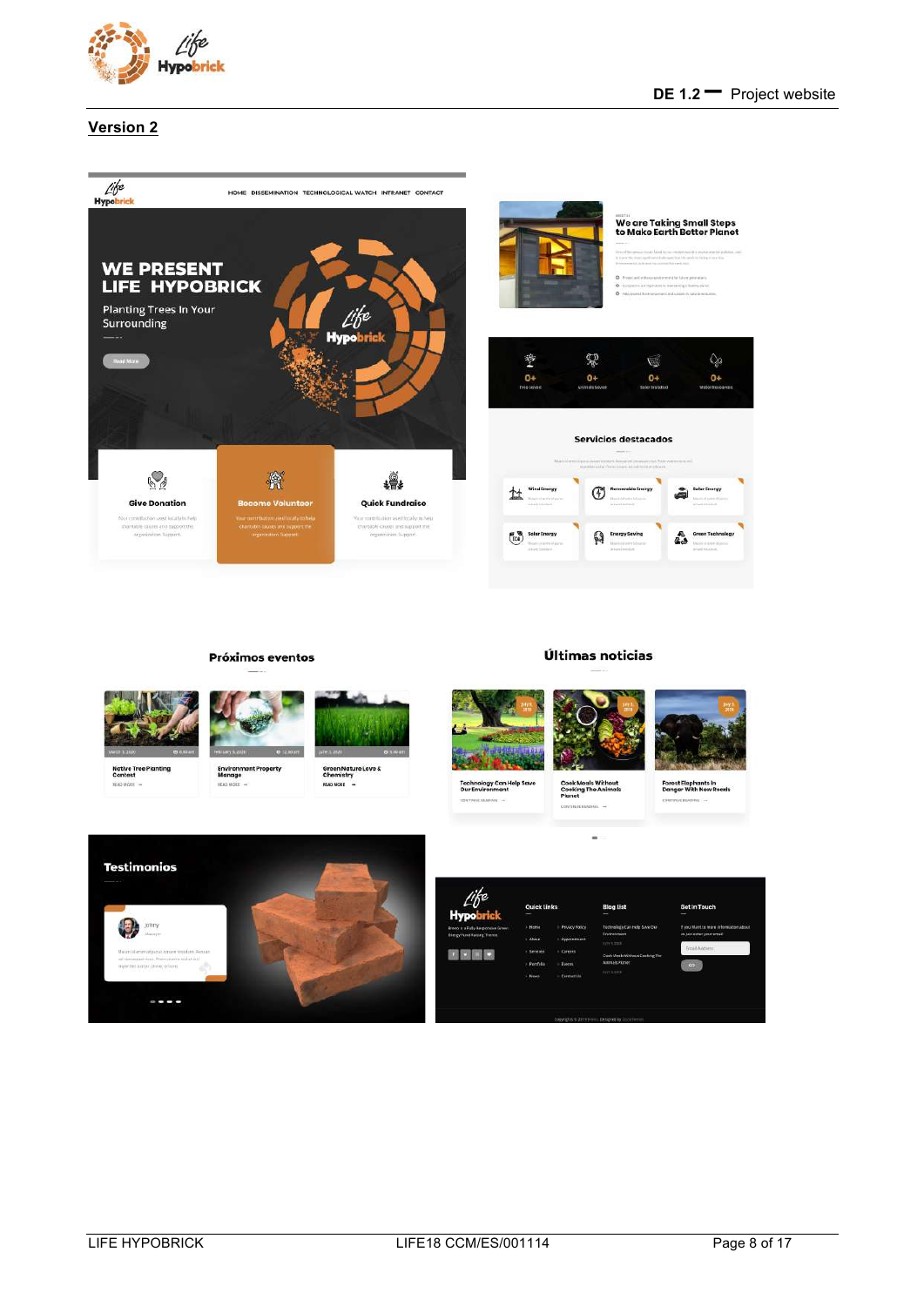## Version 2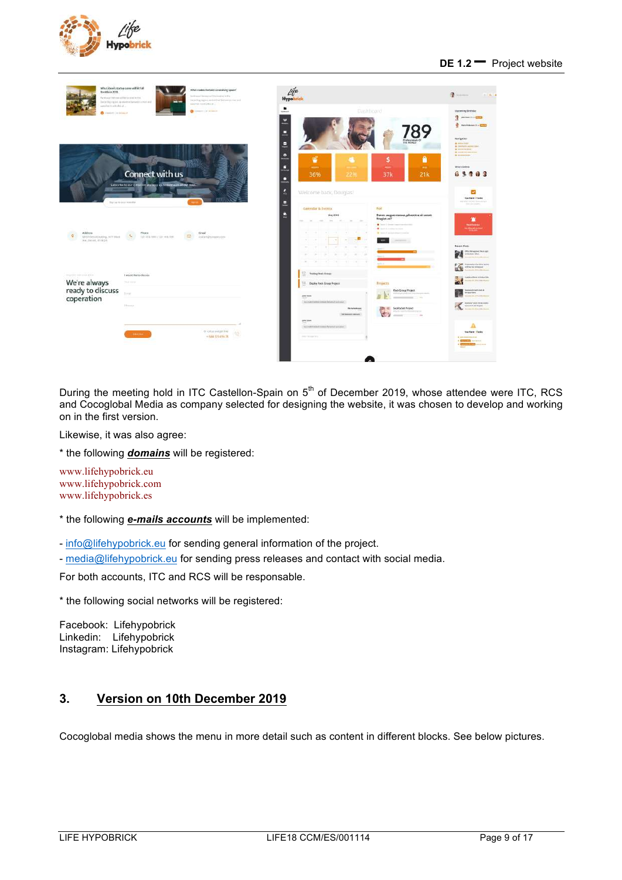During the meeting hold in ITC Castellon-Spain on 5th of December 2019, whose attendee were ITC, RCS and Cocoglobal Media as company selected for designing the website, it was chosen to develop and working on in the first version.

Likewise, it was also agree:

* the following ***domains*** will be registered:

www.lifehypobrick.eu
www.lifehypobrick.com
www.lifehypobrick.es

* the following ***e-mails accounts*** will be implemented:

- info@lifehypobrick.eu for sending general information of the project.
- media@lifehypobrick.eu for sending press releases and contact with social media.

For both accounts, ITC and RCS will be responsable.

* the following social networks will be registered:

Facebook: Lifehypobrick
Linkedin: Lifehypobrick
Instagram: Lifehypobrick

## 3. Version on 10th December 2019

Cocoglobal media shows the menu in more detail such as content in different blocks. See below pictures.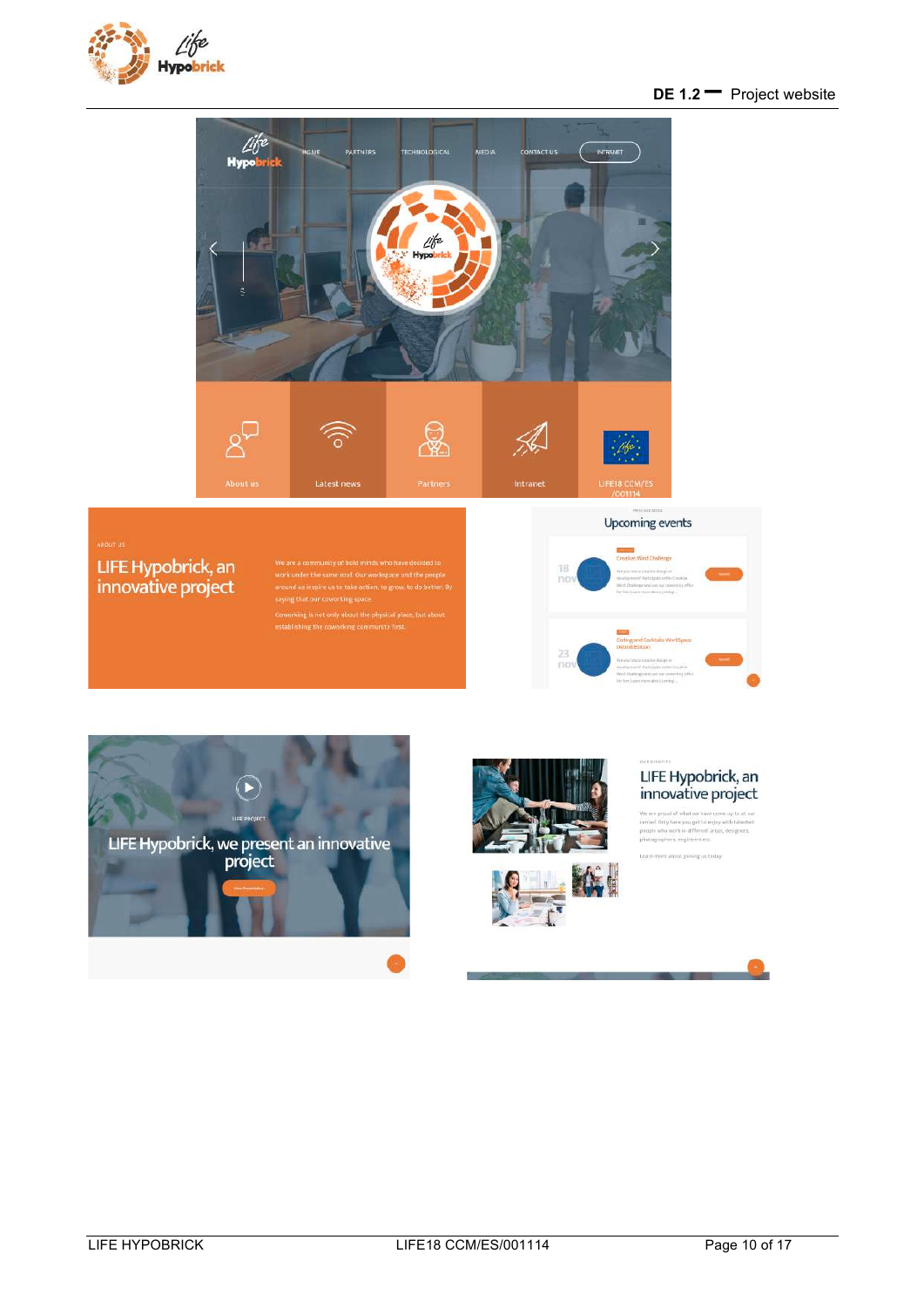HOME PARTNERS TECHNOLOGICAL MEDIA CONTACT US INTRANET

About us | Latest news | Partners | Intranet | LIFE18 CCM/ES/001114

ABOUT US

LIFE Hypobrick, an innovative project

We are a community of bold minds who have decided to work under the same roof. Our workspace and the people around us inspire us to take action, to grow, to do better. By saying that our coworking space

Coworking is not only about the physical place, but about establishing the coworking community first.

Upcoming events

18 nov — Creative Mind Challenge

23 nov — Coding and Cocktails WorkSpace

LIFE PROJECT

LIFE Hypobrick, we present an innovative project

LIFE Hypobrick, an innovative project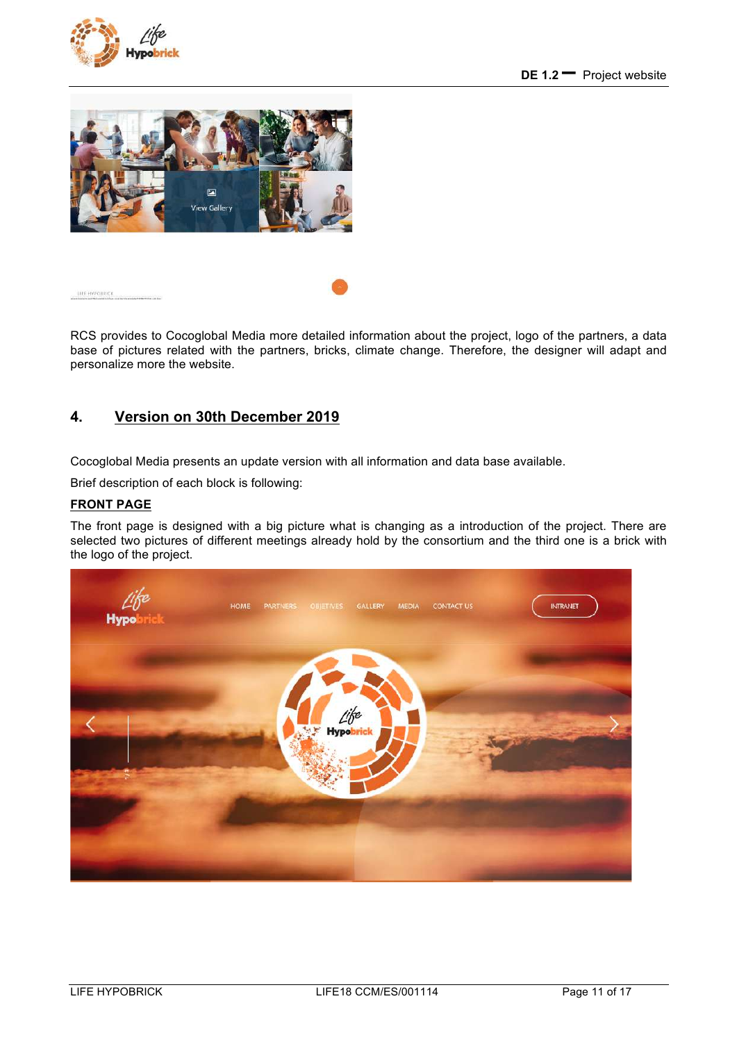RCS provides to Cocoglobal Media more detailed information about the project, logo of the partners, a data base of pictures related with the partners, bricks, climate change. Therefore, the designer will adapt and personalize more the website.

## 4. Version on 30th December 2019

Cocoglobal Media presents an update version with all information and data base available.

Brief description of each block is following:

**FRONT PAGE**

The front page is designed with a big picture what is changing as a introduction of the project. There are selected two pictures of different meetings already hold by the consortium and the third one is a brick with the logo of the project.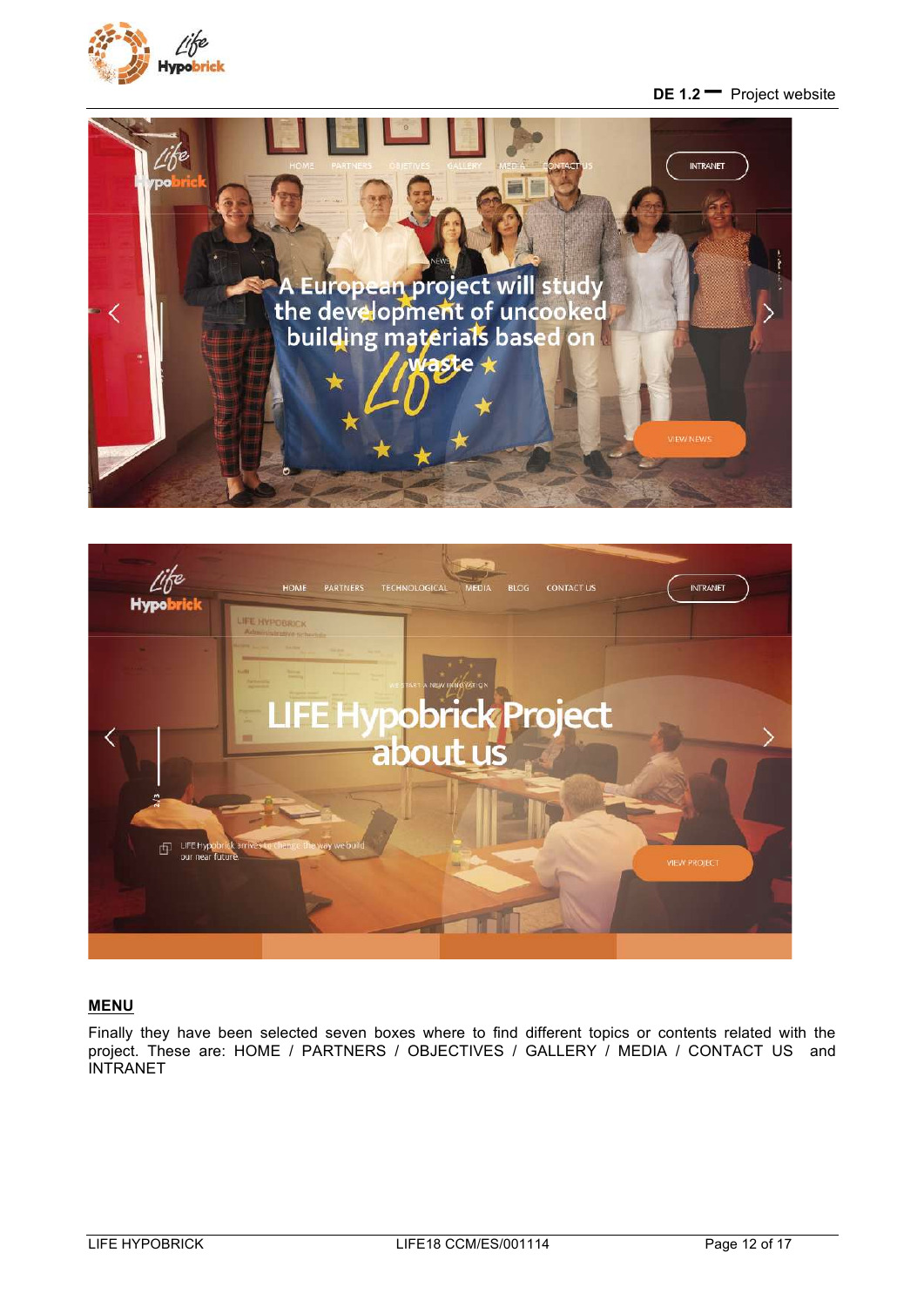## MENU

Finally they have been selected seven boxes where to find different topics or contents related with the project. These are: HOME / PARTNERS / OBJECTIVES / GALLERY / MEDIA / CONTACT US and INTRANET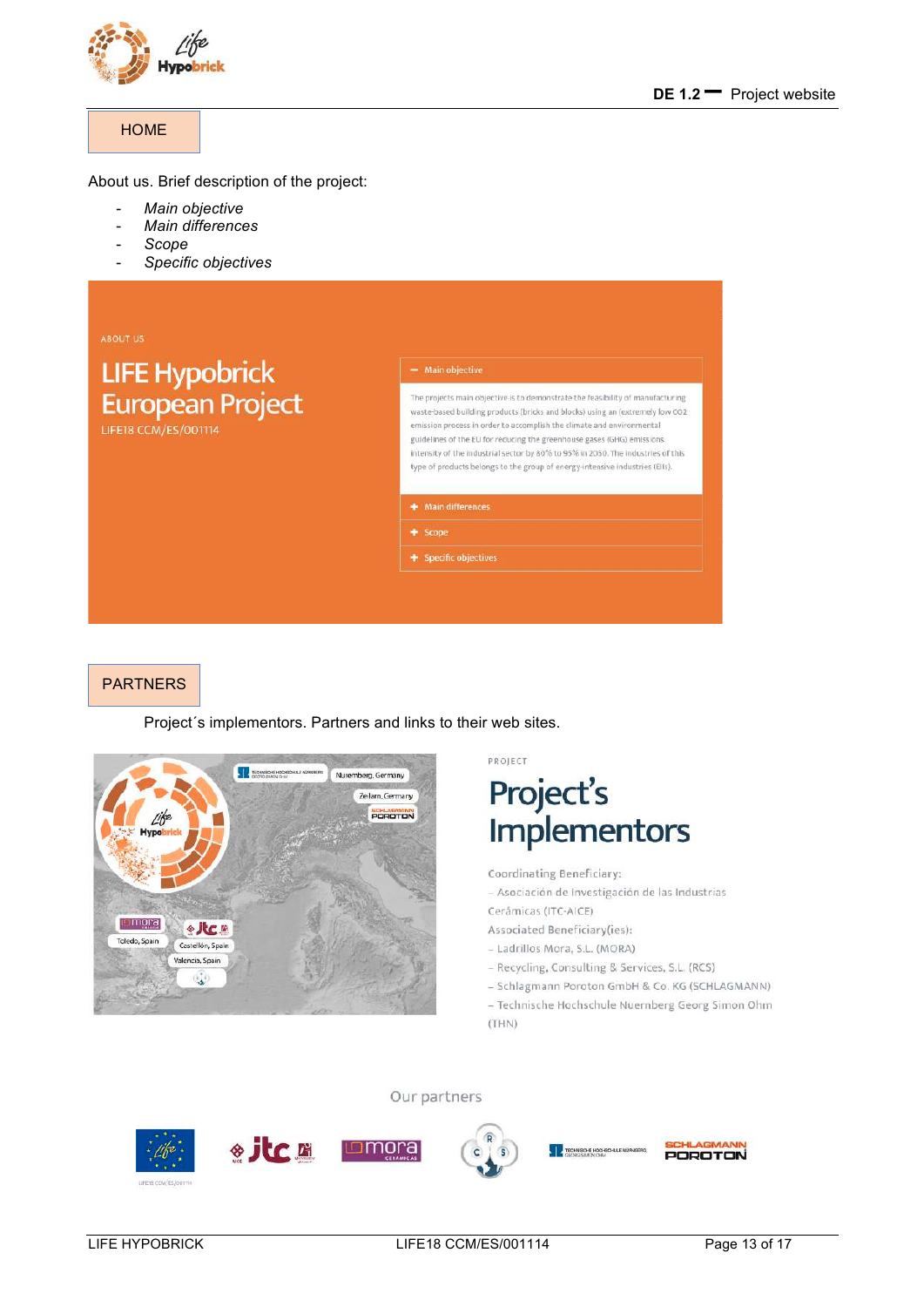HOME

About us. Brief description of the project:

- *Main objective*
- *Main differences*
- *Scope*
- *Specific objectives*

ABOUT US

LIFE Hypobrick European Project

LIFE18 CCM/ES/001114

— Main objective

The projects main objective is to demonstrate the feasibility of manufacturing waste-based building products (bricks and blocks) using an extremely low CO2 emission process in order to accomplish the climate and environmental guidelines of the EU for reducing the greenhouse gases (GHG) emissions intensity of the industrial sector by 80% to 95% in 2050. The industries of this type of products belongs to the group of energy-intensive industries (EIIs).

+ Main differences

+ Scope

+ Specific objectives

PARTNERS

Project´s implementors. Partners and links to their web sites.

PROJECT

Project's Implementors

Coordinating Beneficiary:

– Asociación de Investigación de las Industrias Cerámicas (ITC-AICE)

Associated Beneficiary(ies):

– Ladrillos Mora, S.L. (MORA)

– Recycling, Consulting & Services, S.L. (RCS)

– Schlagmann Poroton GmbH & Co. KG (SCHLAGMANN)

– Technische Hochschule Nuernberg Georg Simon Ohm (THN)

Our partners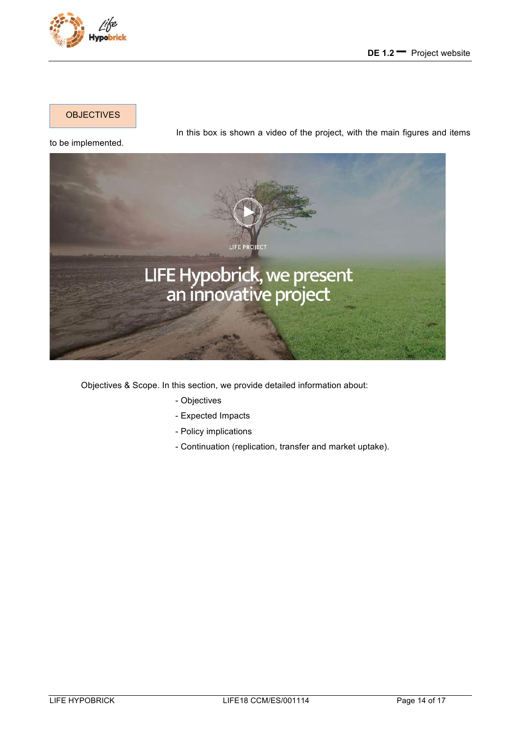OBJECTIVES

In this box is shown a video of the project, with the main figures and items to be implemented.

Objectives & Scope. In this section, we provide detailed information about:

- Objectives
- Expected Impacts
- Policy implications
- Continuation (replication, transfer and market uptake).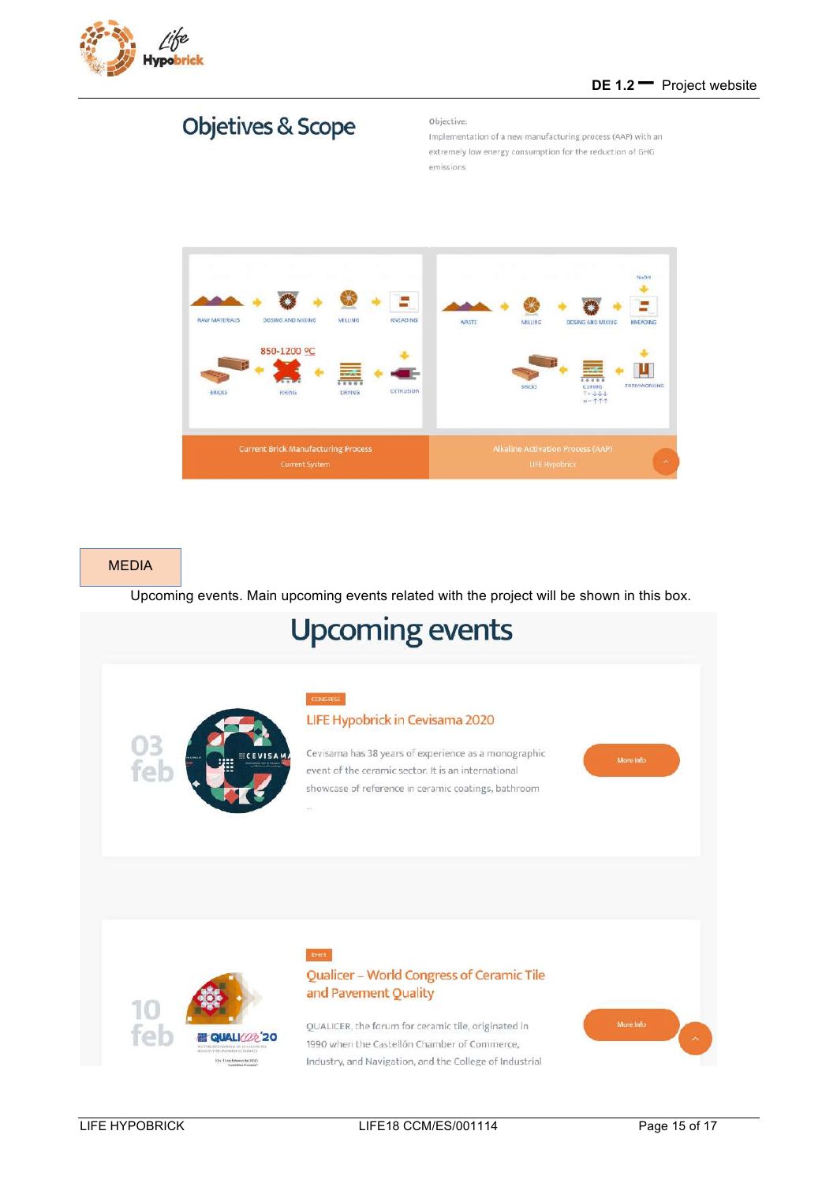## Objetives & Scope

Objective:
Implementation of a new manufacturing process (AAP) with an extremely low energy consumption for the reduction of GHG emissions

RAW MATERIALS → DOSING AND MIXING → MILLING → KNEADING → EXTRUSION → DRYING → FIRING (850-1200 ºC) → BRICKS

Current Brick Manufacturing Process
Current System

WASTE → MILLING → DOSING AND MIXING → KNEADING (NaOH) → FORMWORKING → CURING → BRICKS

Alkaline Activation Process (AAP)
LIFE Hypobrick

MEDIA

Upcoming events. Main upcoming events related with the project will be shown in this box.

## Upcoming events

03 feb

CONGRESS

LIFE Hypobrick in Cevisama 2020

Cevisama has 38 years of experience as a monographic event of the ceramic sector. It is an international showcase of reference in ceramic coatings, bathroom ...

More info

10 feb

Event

Qualicer – World Congress of Ceramic Tile and Pavement Quality

QUALICER, the forum for ceramic tile, originated in 1990 when the Castellón Chamber of Commerce, Industry, and Navigation, and the College of Industrial

More info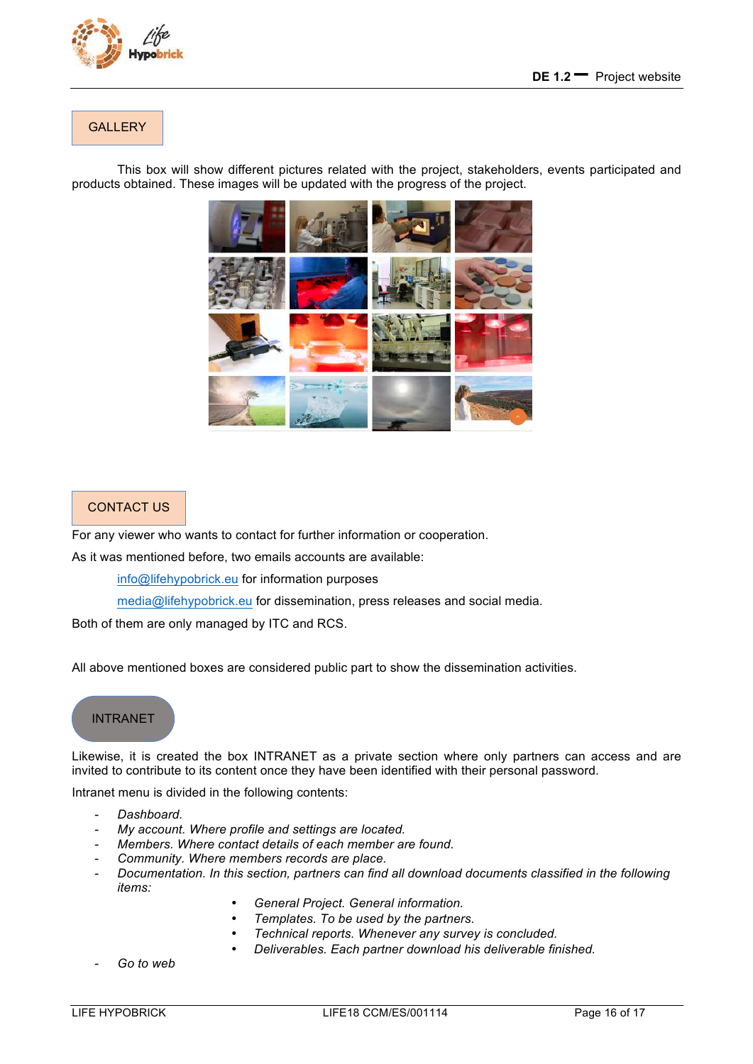GALLERY

This box will show different pictures related with the project, stakeholders, events participated and products obtained. These images will be updated with the progress of the project.

CONTACT US

For any viewer who wants to contact for further information or cooperation.

As it was mentioned before, two emails accounts are available:

info@lifehypobrick.eu for information purposes

media@lifehypobrick.eu for dissemination, press releases and social media.

Both of them are only managed by ITC and RCS.

All above mentioned boxes are considered public part to show the dissemination activities.

INTRANET

Likewise, it is created the box INTRANET as a private section where only partners can access and are invited to contribute to its content once they have been identified with their personal password.

Intranet menu is divided in the following contents:

- *Dashboard.*
- *My account. Where profile and settings are located.*
- *Members. Where contact details of each member are found.*
- *Community. Where members records are place.*
- *Documentation. In this section, partners can find all download documents classified in the following items:*
  - *General Project. General information.*
  - *Templates. To be used by the partners.*
  - *Technical reports. Whenever any survey is concluded.*
  - *Deliverables. Each partner download his deliverable finished.*
- *Go to web*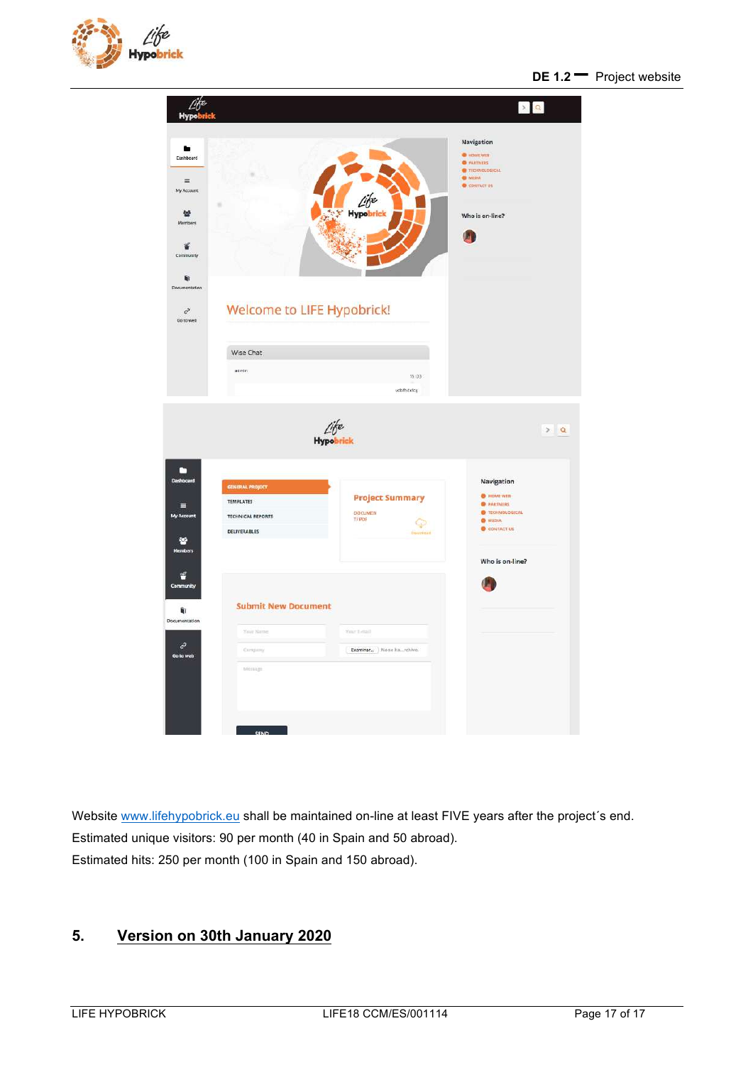Website www.lifehypobrick.eu shall be maintained on-line at least FIVE years after the project´s end.
Estimated unique visitors: 90 per month (40 in Spain and 50 abroad).
Estimated hits: 250 per month (100 in Spain and 150 abroad).

## 5. Version on 30th January 2020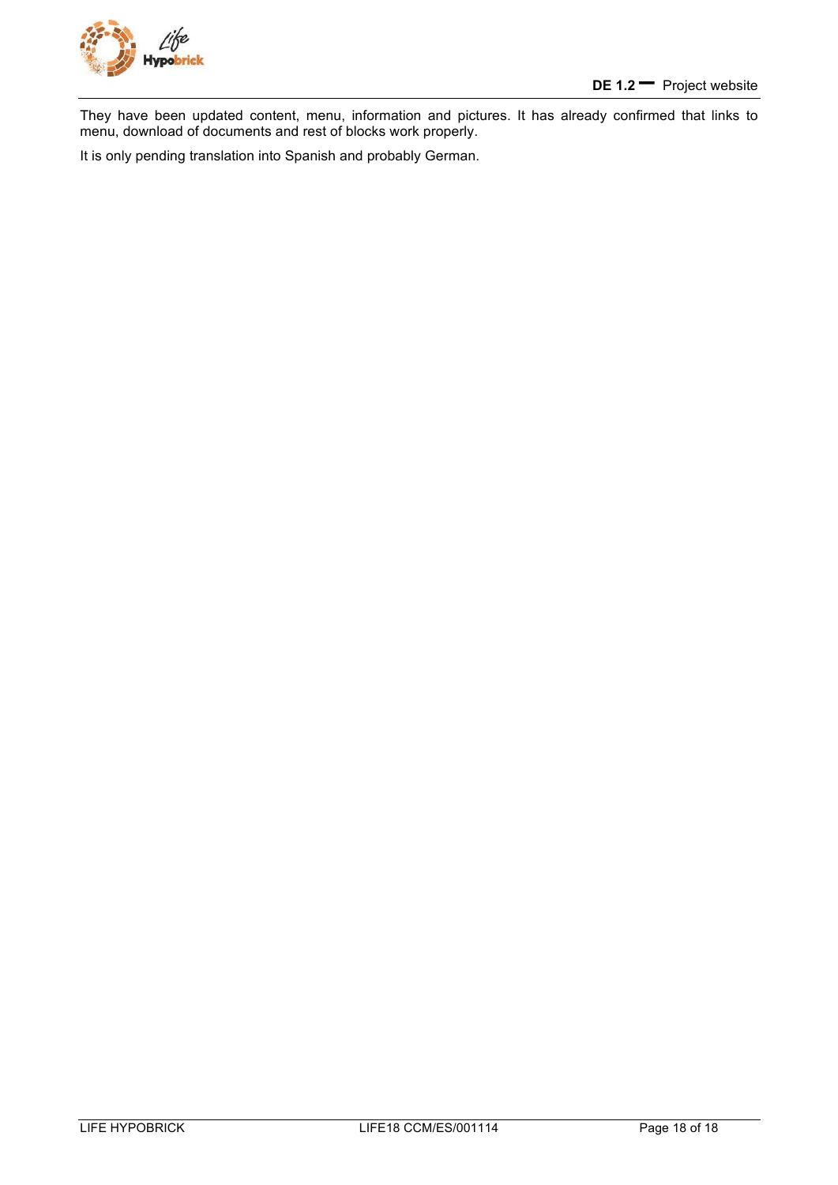They have been updated content, menu, information and pictures. It has already confirmed that links to menu, download of documents and rest of blocks work properly.

It is only pending translation into Spanish and probably German.